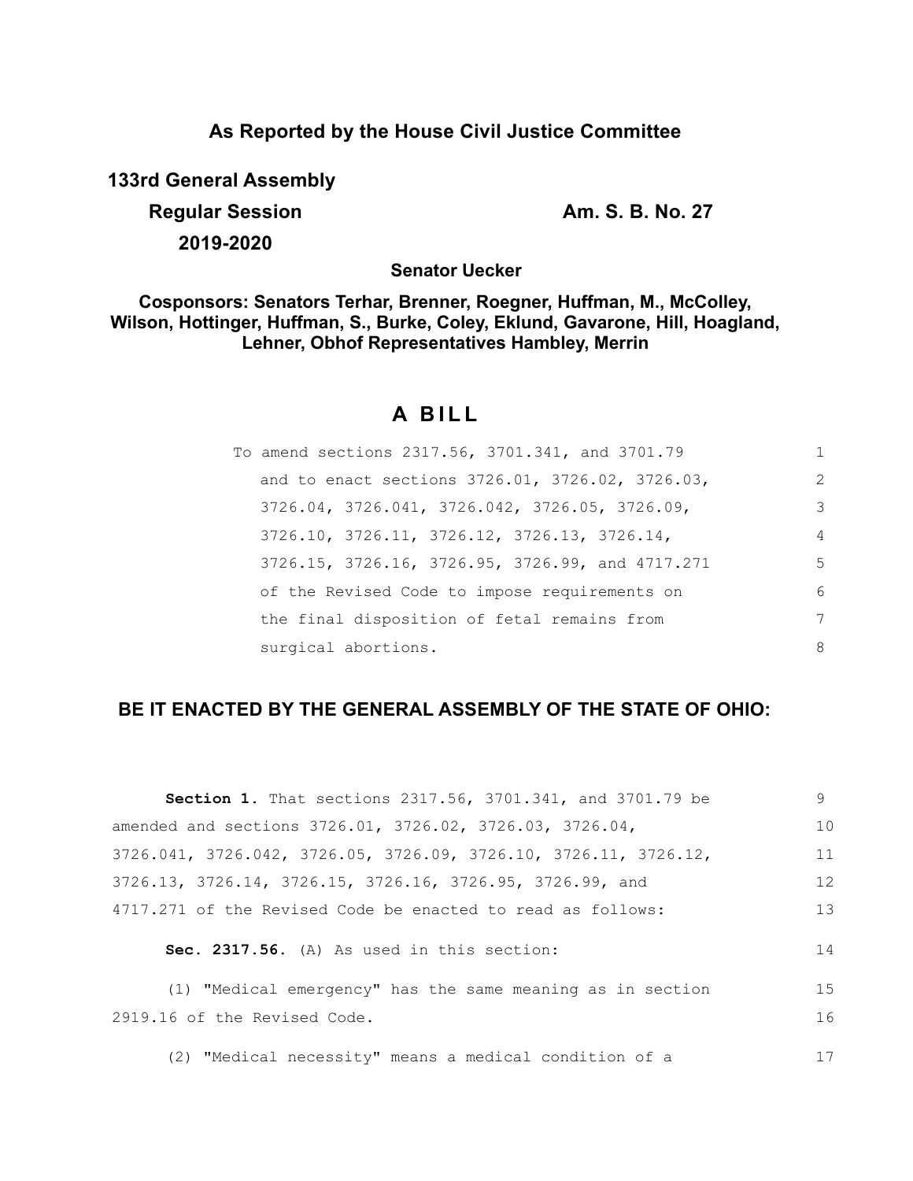**As Reported by the House Civil Justice Committee**

**133rd General Assembly**

**Regular Session**

**2019-2020**

**Am. S. B. No. 27**

**Senator Uecker**

**Cosponsors: Senators Terhar, Brenner, Roegner, Huffman, M., McColley, Wilson, Hottinger, Huffman, S., Burke, Coley, Eklund, Gavarone, Hill, Hoagland, Lehner, Obhof Representatives Hambley, Merrin**

# A BILL

To amend sections 2317.56, 3701.341, and 3701.79 and to enact sections 3726.01, 3726.02, 3726.03, 3726.04, 3726.041, 3726.042, 3726.05, 3726.09, 3726.10, 3726.11, 3726.12, 3726.13, 3726.14, 3726.15, 3726.16, 3726.95, 3726.99, and 4717.271 of the Revised Code to impose requirements on the final disposition of fetal remains from surgical abortions.

**BE IT ENACTED BY THE GENERAL ASSEMBLY OF THE STATE OF OHIO:**

**Section 1.** That sections 2317.56, 3701.341, and 3701.79 be amended and sections 3726.01, 3726.02, 3726.03, 3726.04, 3726.041, 3726.042, 3726.05, 3726.09, 3726.10, 3726.11, 3726.12, 3726.13, 3726.14, 3726.15, 3726.16, 3726.95, 3726.99, and 4717.271 of the Revised Code be enacted to read as follows:

**Sec. 2317.56.** (A) As used in this section:

(1) "Medical emergency" has the same meaning as in section 2919.16 of the Revised Code.

(2) "Medical necessity" means a medical condition of a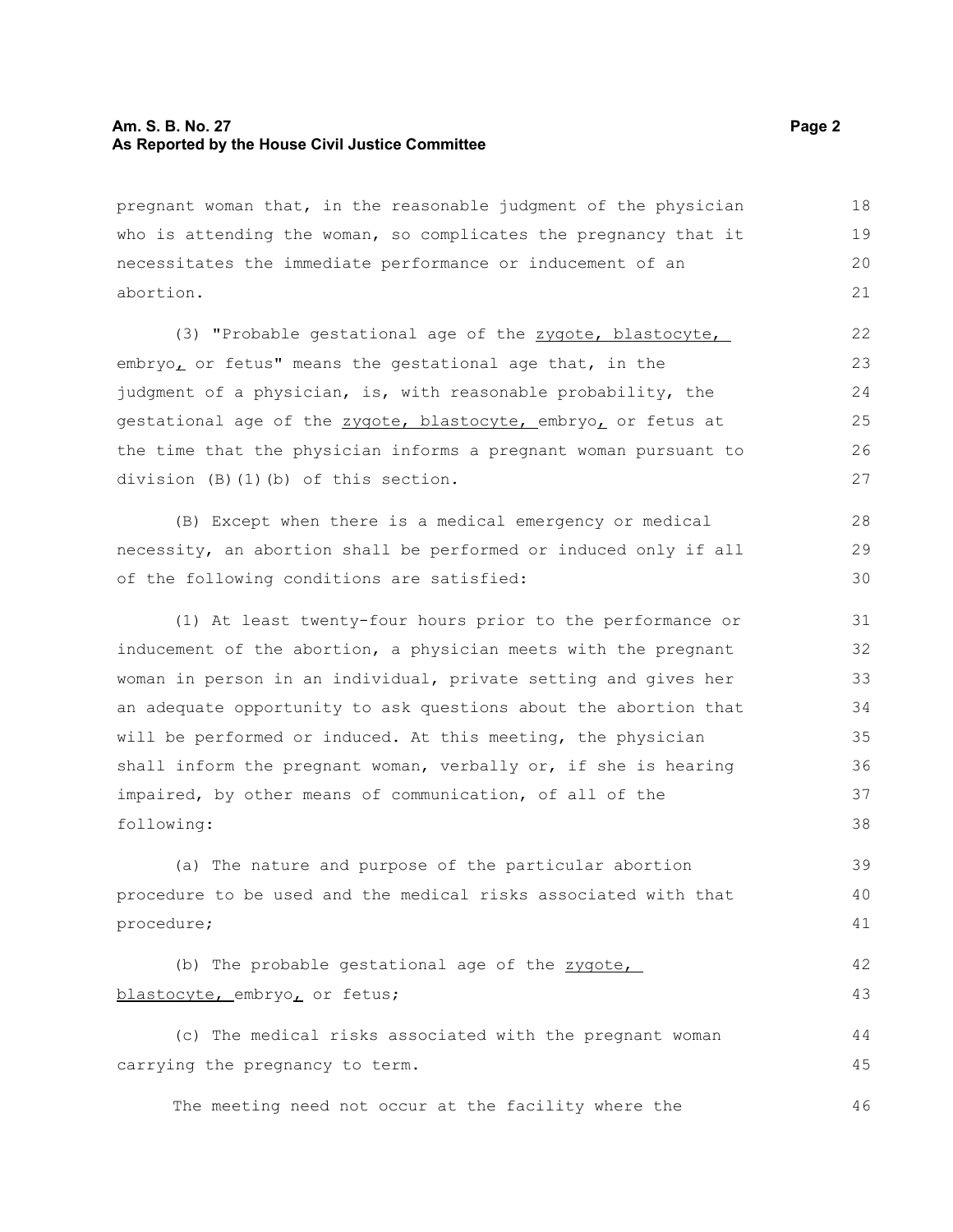pregnant woman that, in the reasonable judgment of the physician who is attending the woman, so complicates the pregnancy that it necessitates the immediate performance or inducement of an abortion.

(3) "Probable gestational age of the zygote, blastocyte, embryo, or fetus" means the gestational age that, in the judgment of a physician, is, with reasonable probability, the gestational age of the zygote, blastocyte, embryo, or fetus at the time that the physician informs a pregnant woman pursuant to division (B)(1)(b) of this section.

(B) Except when there is a medical emergency or medical necessity, an abortion shall be performed or induced only if all of the following conditions are satisfied:

(1) At least twenty-four hours prior to the performance or inducement of the abortion, a physician meets with the pregnant woman in person in an individual, private setting and gives her an adequate opportunity to ask questions about the abortion that will be performed or induced. At this meeting, the physician shall inform the pregnant woman, verbally or, if she is hearing impaired, by other means of communication, of all of the following:

(a) The nature and purpose of the particular abortion procedure to be used and the medical risks associated with that procedure;

(b) The probable gestational age of the zygote, blastocyte, embryo, or fetus;

(c) The medical risks associated with the pregnant woman carrying the pregnancy to term.

The meeting need not occur at the facility where the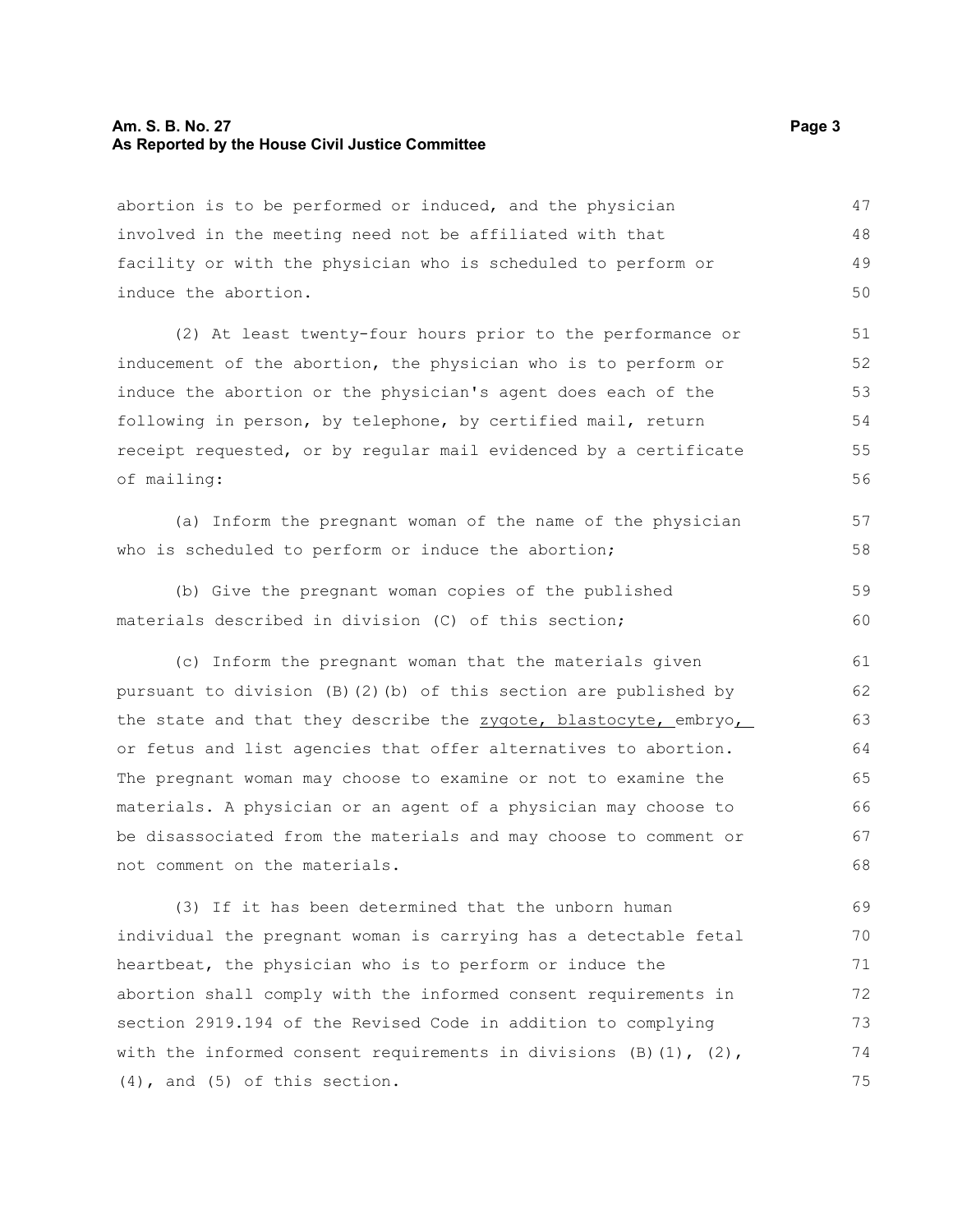abortion is to be performed or induced, and the physician involved in the meeting need not be affiliated with that facility or with the physician who is scheduled to perform or induce the abortion.

(2) At least twenty-four hours prior to the performance or inducement of the abortion, the physician who is to perform or induce the abortion or the physician's agent does each of the following in person, by telephone, by certified mail, return receipt requested, or by regular mail evidenced by a certificate of mailing:

(a) Inform the pregnant woman of the name of the physician who is scheduled to perform or induce the abortion;

(b) Give the pregnant woman copies of the published materials described in division (C) of this section;

(c) Inform the pregnant woman that the materials given pursuant to division (B)(2)(b) of this section are published by the state and that they describe the <u>zygote, blastocyte,</u> embryo<u>,</u> or fetus and list agencies that offer alternatives to abortion. The pregnant woman may choose to examine or not to examine the materials. A physician or an agent of a physician may choose to be disassociated from the materials and may choose to comment or not comment on the materials.

(3) If it has been determined that the unborn human individual the pregnant woman is carrying has a detectable fetal heartbeat, the physician who is to perform or induce the abortion shall comply with the informed consent requirements in section 2919.194 of the Revised Code in addition to complying with the informed consent requirements in divisions (B)(1), (2), (4), and (5) of this section.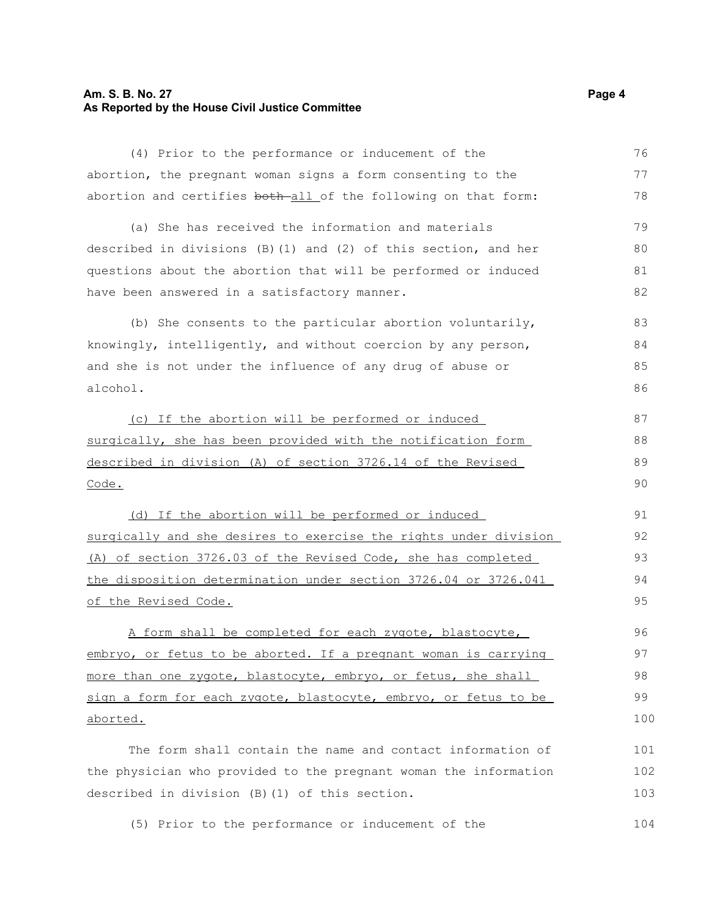(4) Prior to the performance or inducement of the abortion, the pregnant woman signs a form consenting to the abortion and certifies ~~both~~ <u>all</u> of the following on that form:

(a) She has received the information and materials described in divisions (B)(1) and (2) of this section, and her questions about the abortion that will be performed or induced have been answered in a satisfactory manner.

(b) She consents to the particular abortion voluntarily, knowingly, intelligently, and without coercion by any person, and she is not under the influence of any drug of abuse or alcohol.

<u>(c) If the abortion will be performed or induced surgically, she has been provided with the notification form described in division (A) of section 3726.14 of the Revised Code.</u>

<u>(d) If the abortion will be performed or induced surgically and she desires to exercise the rights under division (A) of section 3726.03 of the Revised Code, she has completed the disposition determination under section 3726.04 or 3726.041 of the Revised Code.</u>

<u>A form shall be completed for each zygote, blastocyte, embryo, or fetus to be aborted. If a pregnant woman is carrying more than one zygote, blastocyte, embryo, or fetus, she shall sign a form for each zygote, blastocyte, embryo, or fetus to be aborted.</u>

The form shall contain the name and contact information of the physician who provided to the pregnant woman the information described in division (B)(1) of this section.

(5) Prior to the performance or inducement of the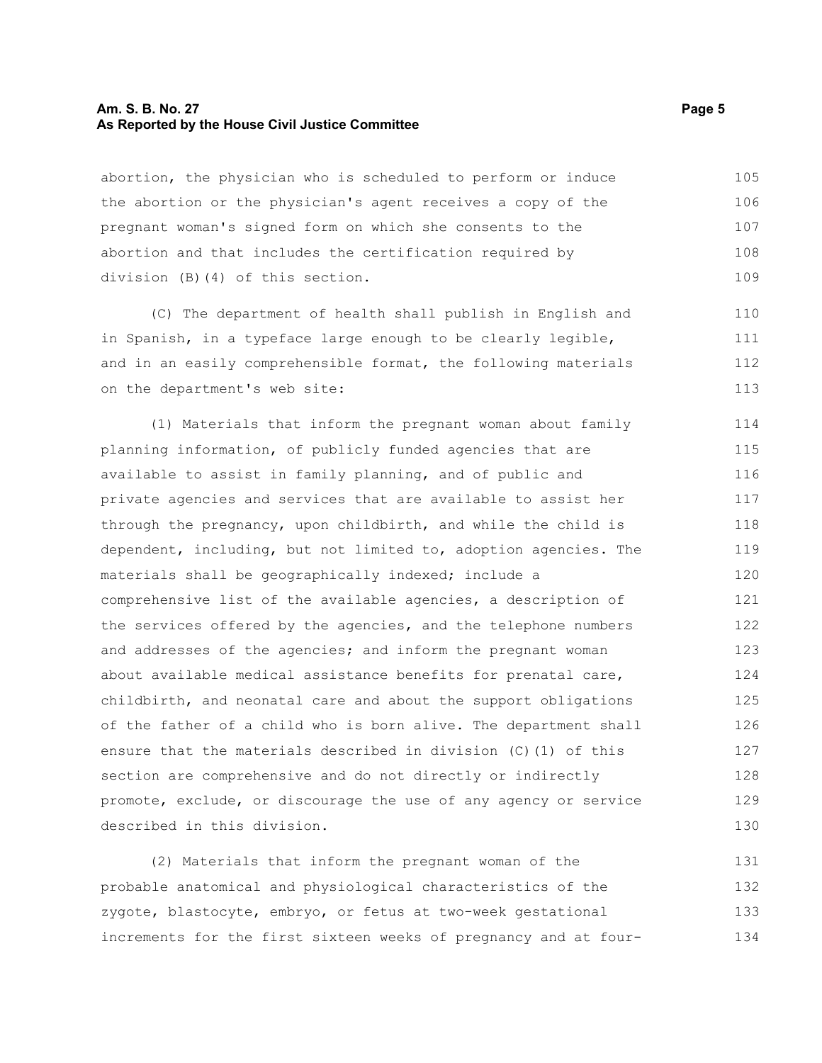abortion, the physician who is scheduled to perform or induce the abortion or the physician's agent receives a copy of the pregnant woman's signed form on which she consents to the abortion and that includes the certification required by division (B)(4) of this section.

(C) The department of health shall publish in English and in Spanish, in a typeface large enough to be clearly legible, and in an easily comprehensible format, the following materials on the department's web site:

(1) Materials that inform the pregnant woman about family planning information, of publicly funded agencies that are available to assist in family planning, and of public and private agencies and services that are available to assist her through the pregnancy, upon childbirth, and while the child is dependent, including, but not limited to, adoption agencies. The materials shall be geographically indexed; include a comprehensive list of the available agencies, a description of the services offered by the agencies, and the telephone numbers and addresses of the agencies; and inform the pregnant woman about available medical assistance benefits for prenatal care, childbirth, and neonatal care and about the support obligations of the father of a child who is born alive. The department shall ensure that the materials described in division (C)(1) of this section are comprehensive and do not directly or indirectly promote, exclude, or discourage the use of any agency or service described in this division.

(2) Materials that inform the pregnant woman of the probable anatomical and physiological characteristics of the zygote, blastocyte, embryo, or fetus at two-week gestational increments for the first sixteen weeks of pregnancy and at four-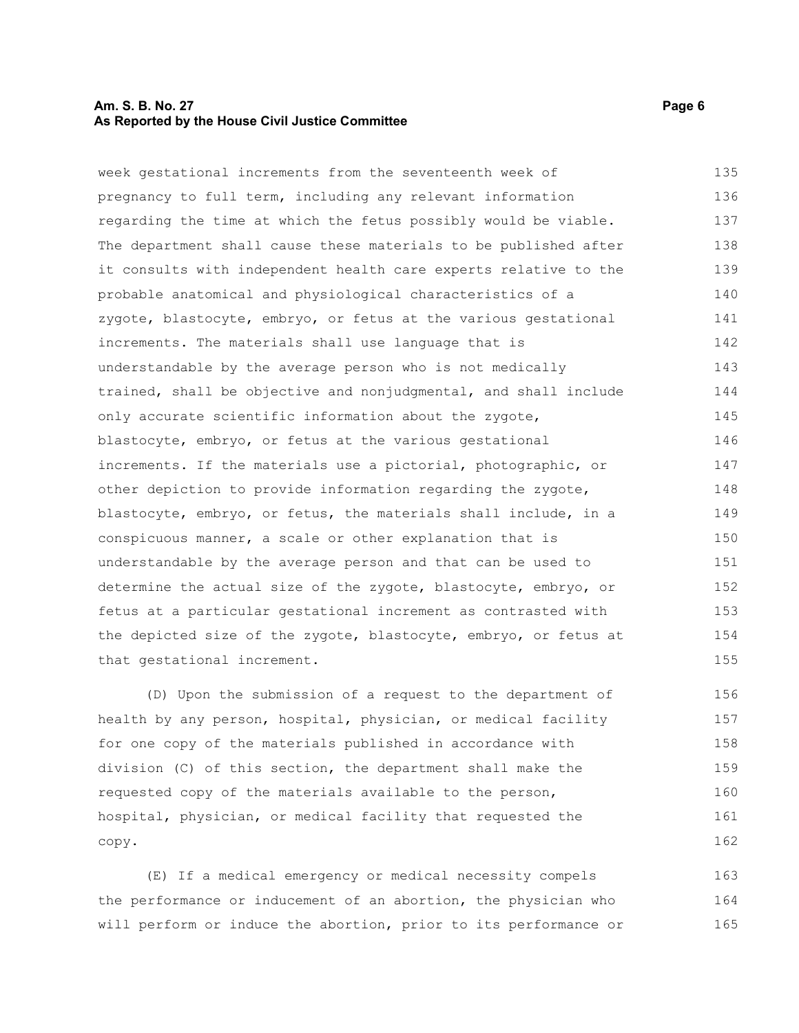week gestational increments from the seventeenth week of pregnancy to full term, including any relevant information regarding the time at which the fetus possibly would be viable. The department shall cause these materials to be published after it consults with independent health care experts relative to the probable anatomical and physiological characteristics of a zygote, blastocyte, embryo, or fetus at the various gestational increments. The materials shall use language that is understandable by the average person who is not medically trained, shall be objective and nonjudgmental, and shall include only accurate scientific information about the zygote, blastocyte, embryo, or fetus at the various gestational increments. If the materials use a pictorial, photographic, or other depiction to provide information regarding the zygote, blastocyte, embryo, or fetus, the materials shall include, in a conspicuous manner, a scale or other explanation that is understandable by the average person and that can be used to determine the actual size of the zygote, blastocyte, embryo, or fetus at a particular gestational increment as contrasted with the depicted size of the zygote, blastocyte, embryo, or fetus at that gestational increment.

(D) Upon the submission of a request to the department of health by any person, hospital, physician, or medical facility for one copy of the materials published in accordance with division (C) of this section, the department shall make the requested copy of the materials available to the person, hospital, physician, or medical facility that requested the copy.

(E) If a medical emergency or medical necessity compels the performance or inducement of an abortion, the physician who will perform or induce the abortion, prior to its performance or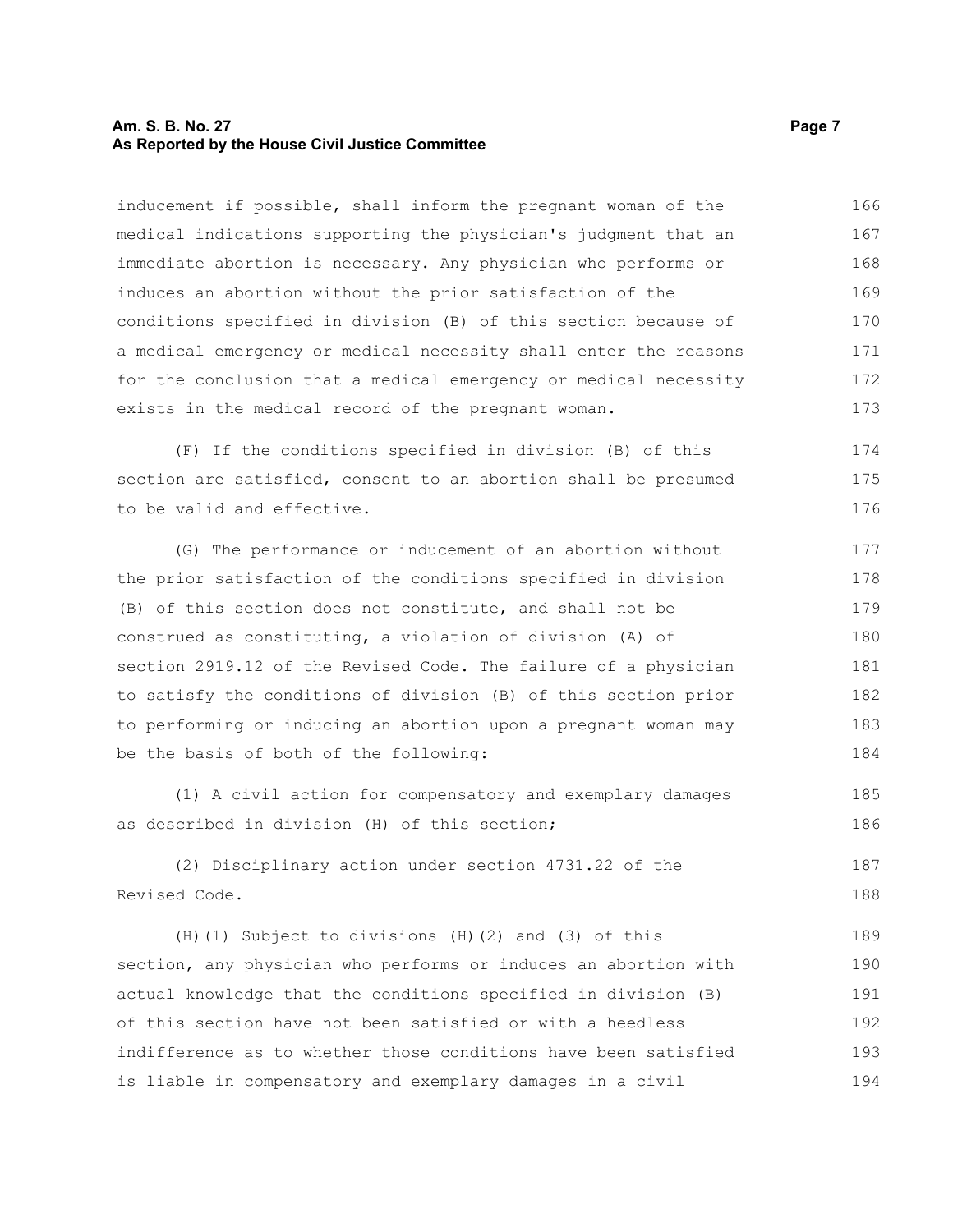inducement if possible, shall inform the pregnant woman of the medical indications supporting the physician's judgment that an immediate abortion is necessary. Any physician who performs or induces an abortion without the prior satisfaction of the conditions specified in division (B) of this section because of a medical emergency or medical necessity shall enter the reasons for the conclusion that a medical emergency or medical necessity exists in the medical record of the pregnant woman.

(F) If the conditions specified in division (B) of this section are satisfied, consent to an abortion shall be presumed to be valid and effective.

(G) The performance or inducement of an abortion without the prior satisfaction of the conditions specified in division (B) of this section does not constitute, and shall not be construed as constituting, a violation of division (A) of section 2919.12 of the Revised Code. The failure of a physician to satisfy the conditions of division (B) of this section prior to performing or inducing an abortion upon a pregnant woman may be the basis of both of the following:

(1) A civil action for compensatory and exemplary damages as described in division (H) of this section;

(2) Disciplinary action under section 4731.22 of the Revised Code.

(H)(1) Subject to divisions (H)(2) and (3) of this section, any physician who performs or induces an abortion with actual knowledge that the conditions specified in division (B) of this section have not been satisfied or with a heedless indifference as to whether those conditions have been satisfied is liable in compensatory and exemplary damages in a civil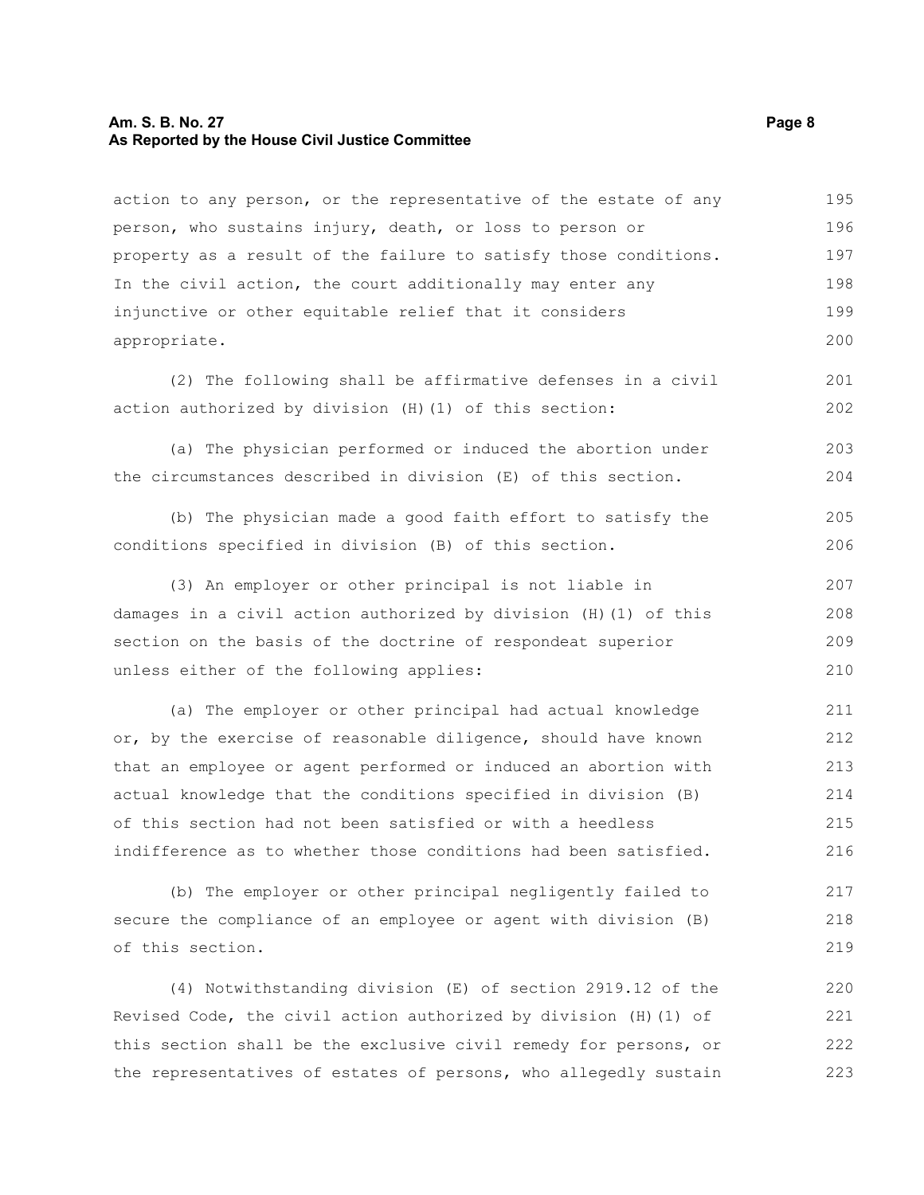action to any person, or the representative of the estate of any person, who sustains injury, death, or loss to person or property as a result of the failure to satisfy those conditions. In the civil action, the court additionally may enter any injunctive or other equitable relief that it considers appropriate.

(2) The following shall be affirmative defenses in a civil action authorized by division (H)(1) of this section:

(a) The physician performed or induced the abortion under the circumstances described in division (E) of this section.

(b) The physician made a good faith effort to satisfy the conditions specified in division (B) of this section.

(3) An employer or other principal is not liable in damages in a civil action authorized by division (H)(1) of this section on the basis of the doctrine of respondeat superior unless either of the following applies:

(a) The employer or other principal had actual knowledge or, by the exercise of reasonable diligence, should have known that an employee or agent performed or induced an abortion with actual knowledge that the conditions specified in division (B) of this section had not been satisfied or with a heedless indifference as to whether those conditions had been satisfied.

(b) The employer or other principal negligently failed to secure the compliance of an employee or agent with division (B) of this section.

(4) Notwithstanding division (E) of section 2919.12 of the Revised Code, the civil action authorized by division (H)(1) of this section shall be the exclusive civil remedy for persons, or the representatives of estates of persons, who allegedly sustain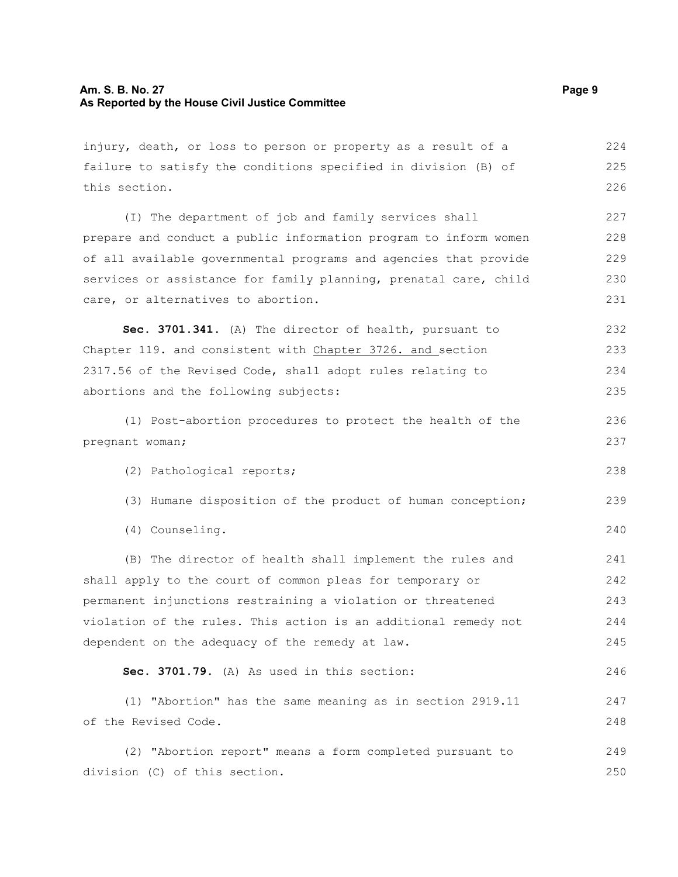injury, death, or loss to person or property as a result of a failure to satisfy the conditions specified in division (B) of this section.

(I) The department of job and family services shall prepare and conduct a public information program to inform women of all available governmental programs and agencies that provide services or assistance for family planning, prenatal care, child care, or alternatives to abortion.

**Sec. 3701.341.** (A) The director of health, pursuant to Chapter 119. and consistent with Chapter 3726. and section 2317.56 of the Revised Code, shall adopt rules relating to abortions and the following subjects:

(1) Post-abortion procedures to protect the health of the pregnant woman;

(2) Pathological reports;

(3) Humane disposition of the product of human conception;

(4) Counseling.

(B) The director of health shall implement the rules and shall apply to the court of common pleas for temporary or permanent injunctions restraining a violation or threatened violation of the rules. This action is an additional remedy not dependent on the adequacy of the remedy at law.

**Sec. 3701.79.** (A) As used in this section:

(1) "Abortion" has the same meaning as in section 2919.11 of the Revised Code.

(2) "Abortion report" means a form completed pursuant to division (C) of this section.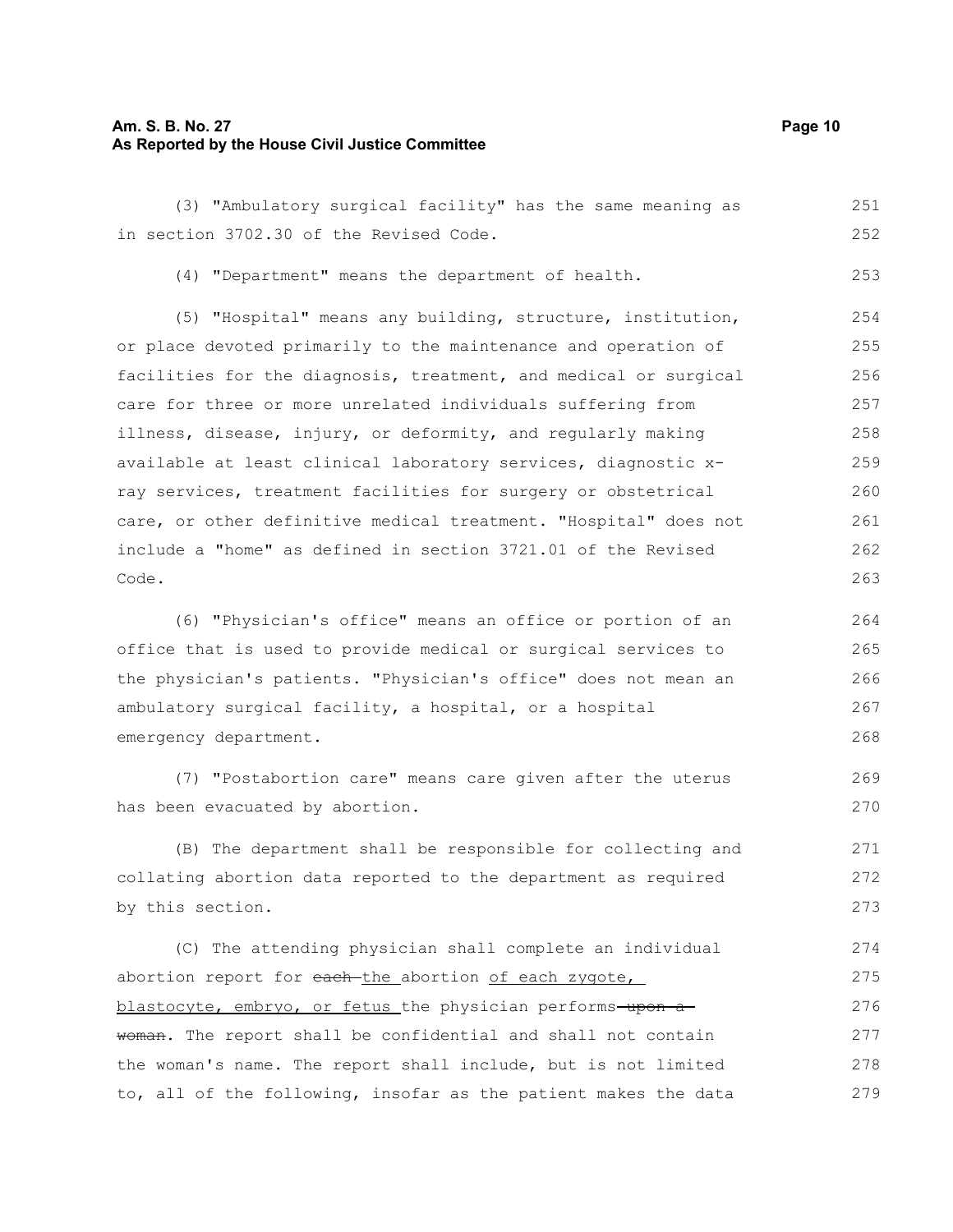(3) "Ambulatory surgical facility" has the same meaning as in section 3702.30 of the Revised Code.

(4) "Department" means the department of health.

(5) "Hospital" means any building, structure, institution, or place devoted primarily to the maintenance and operation of facilities for the diagnosis, treatment, and medical or surgical care for three or more unrelated individuals suffering from illness, disease, injury, or deformity, and regularly making available at least clinical laboratory services, diagnostic x-ray services, treatment facilities for surgery or obstetrical care, or other definitive medical treatment. "Hospital" does not include a "home" as defined in section 3721.01 of the Revised Code.

(6) "Physician's office" means an office or portion of an office that is used to provide medical or surgical services to the physician's patients. "Physician's office" does not mean an ambulatory surgical facility, a hospital, or a hospital emergency department.

(7) "Postabortion care" means care given after the uterus has been evacuated by abortion.

(B) The department shall be responsible for collecting and collating abortion data reported to the department as required by this section.

(C) The attending physician shall complete an individual abortion report for ~~each~~ <u>the</u> abortion <u>of each zygote, blastocyte, embryo, or fetus</u> the physician performs ~~upon a woman~~. The report shall be confidential and shall not contain the woman's name. The report shall include, but is not limited to, all of the following, insofar as the patient makes the data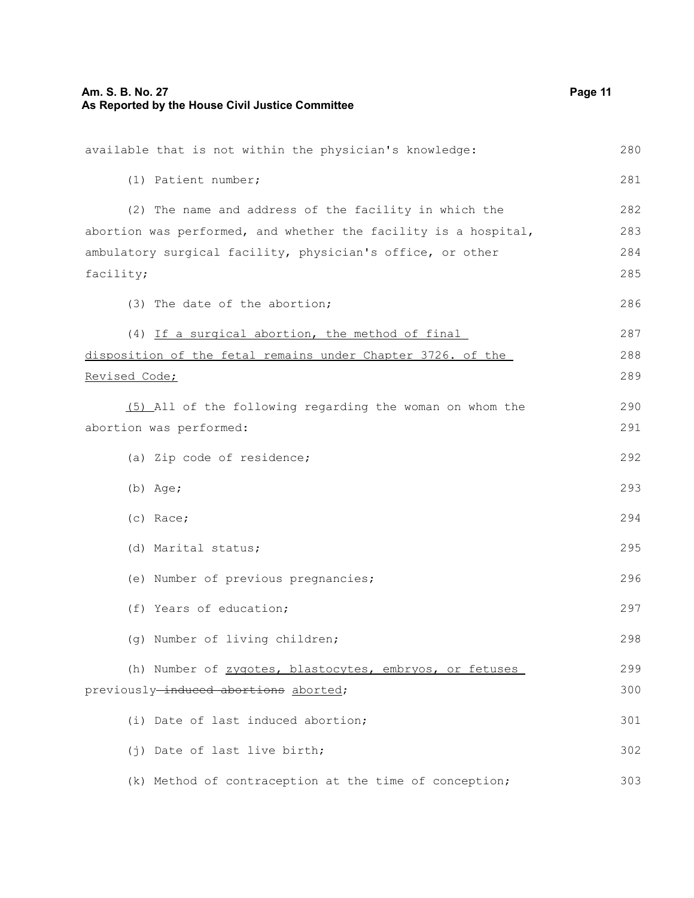available that is not within the physician's knowledge:

(1) Patient number;

(2) The name and address of the facility in which the abortion was performed, and whether the facility is a hospital, ambulatory surgical facility, physician's office, or other facility;

(3) The date of the abortion;

(4) <u>If a surgical abortion, the method of final disposition of the fetal remains under Chapter 3726. of the Revised Code;</u>

<u>(5)</u> All of the following regarding the woman on whom the abortion was performed:

(a) Zip code of residence;

(b) Age;

(c) Race;

(d) Marital status;

(e) Number of previous pregnancies;

(f) Years of education;

(g) Number of living children;

(h) Number of <u>zygotes, blastocytes, embryos, or fetuses</u> previously ~~induced abortions~~ <u>aborted</u>;

(i) Date of last induced abortion;

(j) Date of last live birth;

(k) Method of contraception at the time of conception;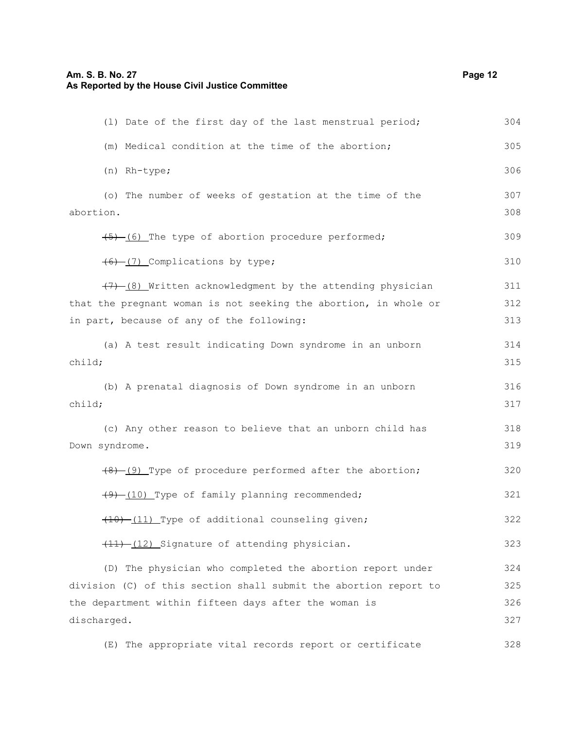(l) Date of the first day of the last menstrual period;

(m) Medical condition at the time of the abortion;

(n) Rh-type;

(o) The number of weeks of gestation at the time of the abortion.

~~(5)~~ (6) The type of abortion procedure performed;

~~(6)~~ (7) Complications by type;

~~(7)~~ (8) Written acknowledgment by the attending physician that the pregnant woman is not seeking the abortion, in whole or in part, because of any of the following:

(a) A test result indicating Down syndrome in an unborn child;

(b) A prenatal diagnosis of Down syndrome in an unborn child;

(c) Any other reason to believe that an unborn child has Down syndrome.

~~(8)~~ (9) Type of procedure performed after the abortion;

~~(9)~~ (10) Type of family planning recommended;

~~(10)~~ (11) Type of additional counseling given;

~~(11)~~ (12) Signature of attending physician.

(D) The physician who completed the abortion report under division (C) of this section shall submit the abortion report to the department within fifteen days after the woman is discharged.

(E) The appropriate vital records report or certificate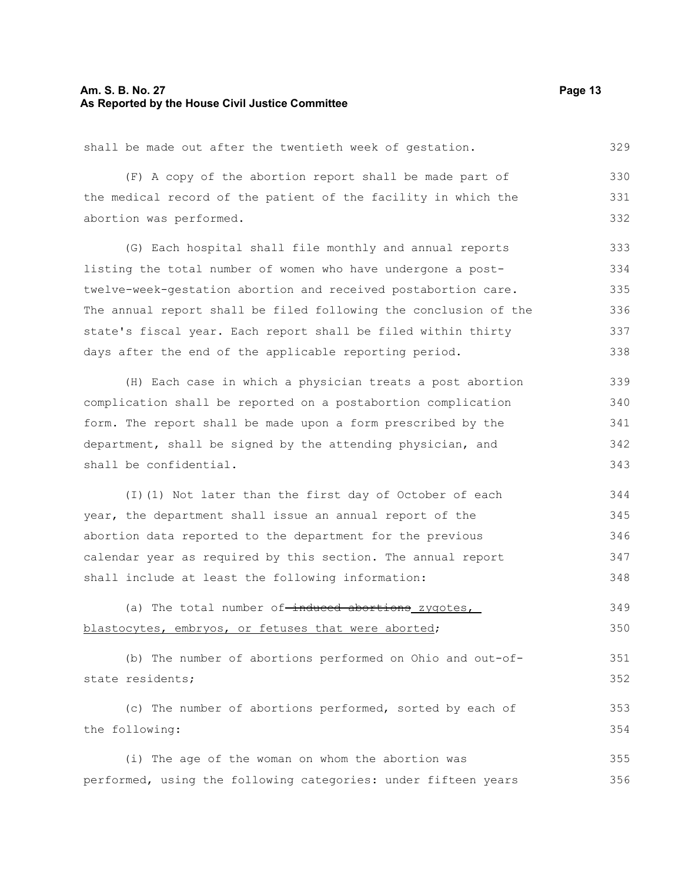shall be made out after the twentieth week of gestation.

(F) A copy of the abortion report shall be made part of the medical record of the patient of the facility in which the abortion was performed.

(G) Each hospital shall file monthly and annual reports listing the total number of women who have undergone a post-twelve-week-gestation abortion and received postabortion care. The annual report shall be filed following the conclusion of the state's fiscal year. Each report shall be filed within thirty days after the end of the applicable reporting period.

(H) Each case in which a physician treats a post abortion complication shall be reported on a postabortion complication form. The report shall be made upon a form prescribed by the department, shall be signed by the attending physician, and shall be confidential.

(I)(1) Not later than the first day of October of each year, the department shall issue an annual report of the abortion data reported to the department for the previous calendar year as required by this section. The annual report shall include at least the following information:

(a) The total number of ~~induced abortions~~ zygotes, blastocytes, embryos, or fetuses that were aborted;

(b) The number of abortions performed on Ohio and out-of-state residents;

(c) The number of abortions performed, sorted by each of the following:

(i) The age of the woman on whom the abortion was performed, using the following categories: under fifteen years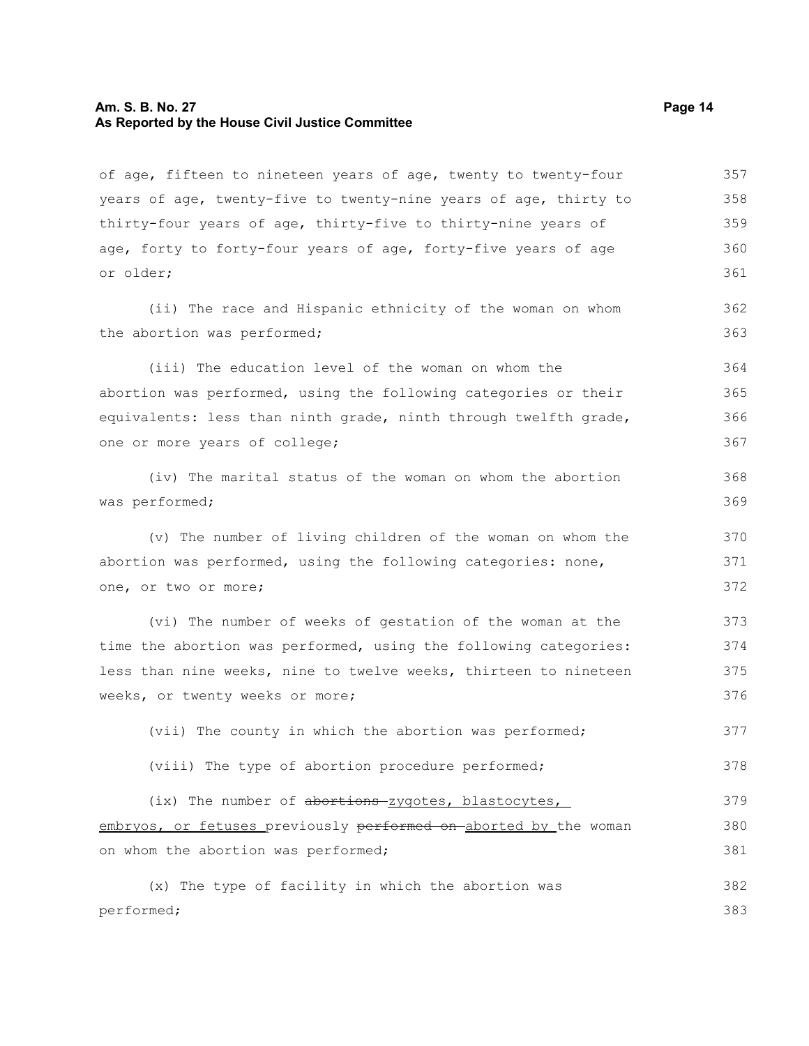of age, fifteen to nineteen years of age, twenty to twenty-four years of age, twenty-five to twenty-nine years of age, thirty to thirty-four years of age, thirty-five to thirty-nine years of age, forty to forty-four years of age, forty-five years of age or older;

(ii) The race and Hispanic ethnicity of the woman on whom the abortion was performed;

(iii) The education level of the woman on whom the abortion was performed, using the following categories or their equivalents: less than ninth grade, ninth through twelfth grade, one or more years of college;

(iv) The marital status of the woman on whom the abortion was performed;

(v) The number of living children of the woman on whom the abortion was performed, using the following categories: none, one, or two or more;

(vi) The number of weeks of gestation of the woman at the time the abortion was performed, using the following categories: less than nine weeks, nine to twelve weeks, thirteen to nineteen weeks, or twenty weeks or more;

(vii) The county in which the abortion was performed;

(viii) The type of abortion procedure performed;

(ix) The number of ~~abortions~~ zygotes, blastocytes, embryos, or fetuses previously ~~performed on~~ aborted by the woman on whom the abortion was performed;

(x) The type of facility in which the abortion was performed;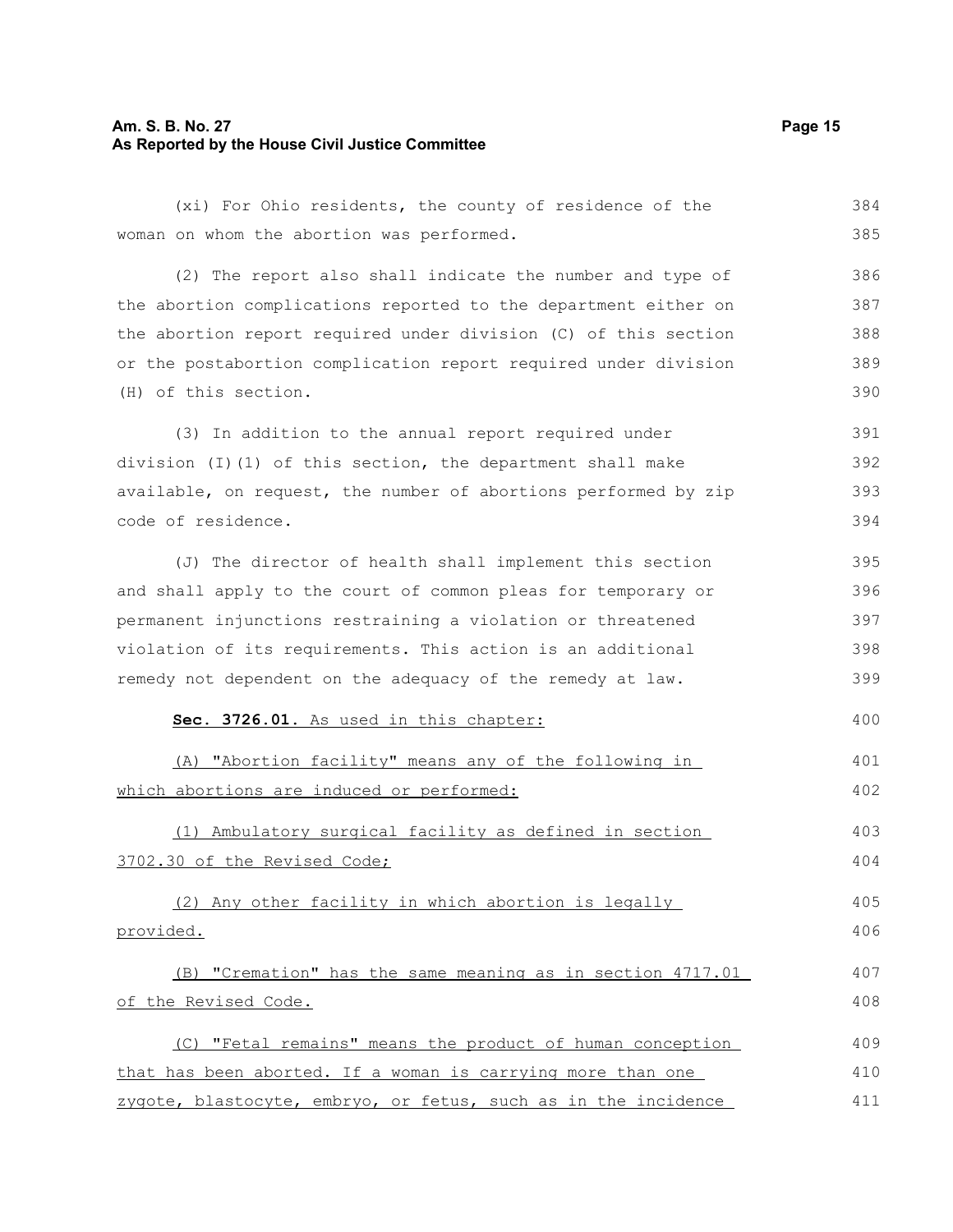(xi) For Ohio residents, the county of residence of the woman on whom the abortion was performed.

(2) The report also shall indicate the number and type of the abortion complications reported to the department either on the abortion report required under division (C) of this section or the postabortion complication report required under division (H) of this section.

(3) In addition to the annual report required under division (I)(1) of this section, the department shall make available, on request, the number of abortions performed by zip code of residence.

(J) The director of health shall implement this section and shall apply to the court of common pleas for temporary or permanent injunctions restraining a violation or threatened violation of its requirements. This action is an additional remedy not dependent on the adequacy of the remedy at law.

**Sec. 3726.01.** As used in this chapter:

(A) "Abortion facility" means any of the following in which abortions are induced or performed:

(1) Ambulatory surgical facility as defined in section 3702.30 of the Revised Code;

(2) Any other facility in which abortion is legally provided.

(B) "Cremation" has the same meaning as in section 4717.01 of the Revised Code.

(C) "Fetal remains" means the product of human conception that has been aborted. If a woman is carrying more than one zygote, blastocyte, embryo, or fetus, such as in the incidence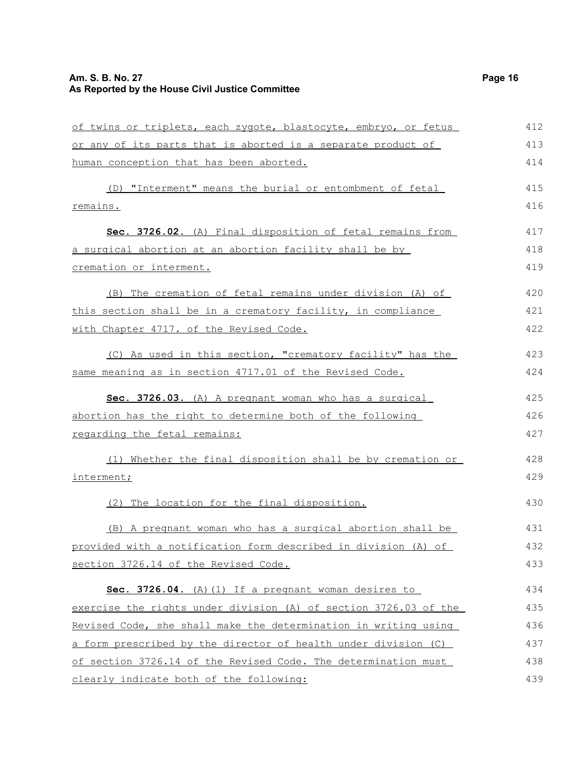of twins or triplets, each zygote, blastocyte, embryo, or fetus or any of its parts that is aborted is a separate product of human conception that has been aborted.

(D) "Interment" means the burial or entombment of fetal remains.

**Sec. 3726.02.** (A) Final disposition of fetal remains from a surgical abortion at an abortion facility shall be by cremation or interment.

(B) The cremation of fetal remains under division (A) of this section shall be in a crematory facility, in compliance with Chapter 4717. of the Revised Code.

(C) As used in this section, "crematory facility" has the same meaning as in section 4717.01 of the Revised Code.

**Sec. 3726.03.** (A) A pregnant woman who has a surgical abortion has the right to determine both of the following regarding the fetal remains:

(1) Whether the final disposition shall be by cremation or interment;

(2) The location for the final disposition.

(B) A pregnant woman who has a surgical abortion shall be provided with a notification form described in division (A) of section 3726.14 of the Revised Code.

**Sec. 3726.04.** (A)(1) If a pregnant woman desires to exercise the rights under division (A) of section 3726.03 of the Revised Code, she shall make the determination in writing using a form prescribed by the director of health under division (C) of section 3726.14 of the Revised Code. The determination must clearly indicate both of the following: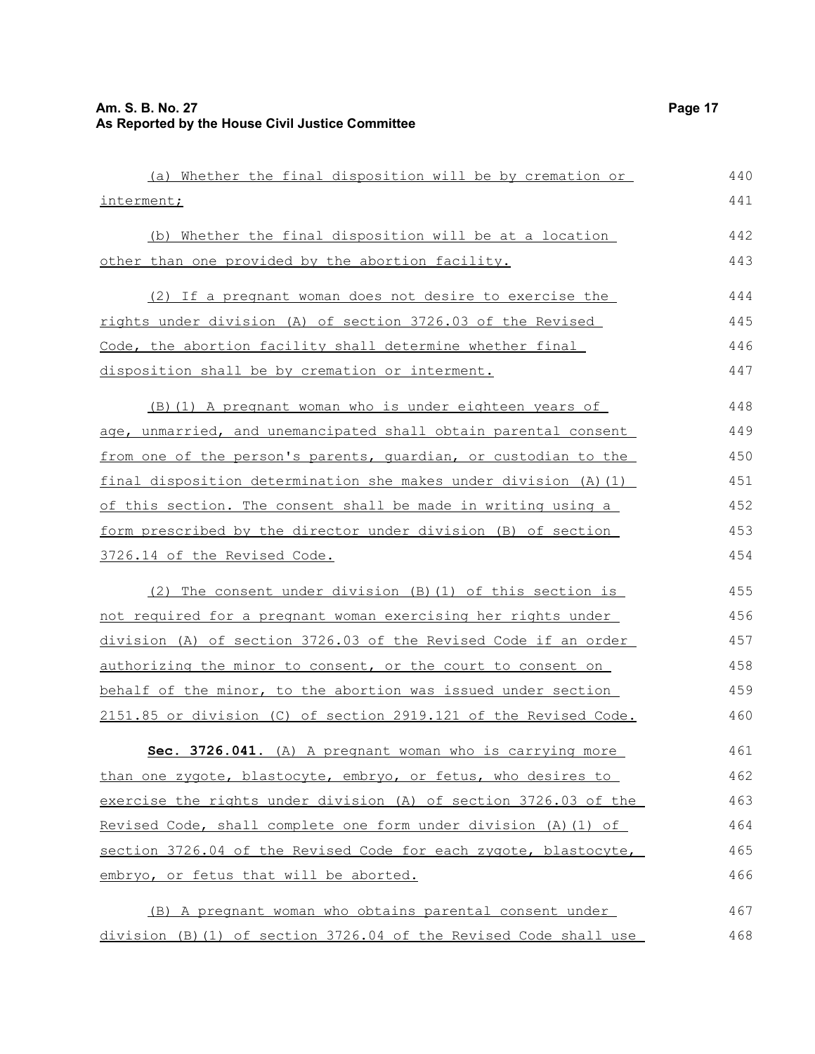(a) Whether the final disposition will be by cremation or interment;

(b) Whether the final disposition will be at a location other than one provided by the abortion facility.

(2) If a pregnant woman does not desire to exercise the rights under division (A) of section 3726.03 of the Revised Code, the abortion facility shall determine whether final disposition shall be by cremation or interment.

(B)(1) A pregnant woman who is under eighteen years of age, unmarried, and unemancipated shall obtain parental consent from one of the person's parents, guardian, or custodian to the final disposition determination she makes under division (A)(1) of this section. The consent shall be made in writing using a form prescribed by the director under division (B) of section 3726.14 of the Revised Code.

(2) The consent under division (B)(1) of this section is not required for a pregnant woman exercising her rights under division (A) of section 3726.03 of the Revised Code if an order authorizing the minor to consent, or the court to consent on behalf of the minor, to the abortion was issued under section 2151.85 or division (C) of section 2919.121 of the Revised Code.

**Sec. 3726.041.** (A) A pregnant woman who is carrying more than one zygote, blastocyte, embryo, or fetus, who desires to exercise the rights under division (A) of section 3726.03 of the Revised Code, shall complete one form under division (A)(1) of section 3726.04 of the Revised Code for each zygote, blastocyte, embryo, or fetus that will be aborted.

(B) A pregnant woman who obtains parental consent under division (B)(1) of section 3726.04 of the Revised Code shall use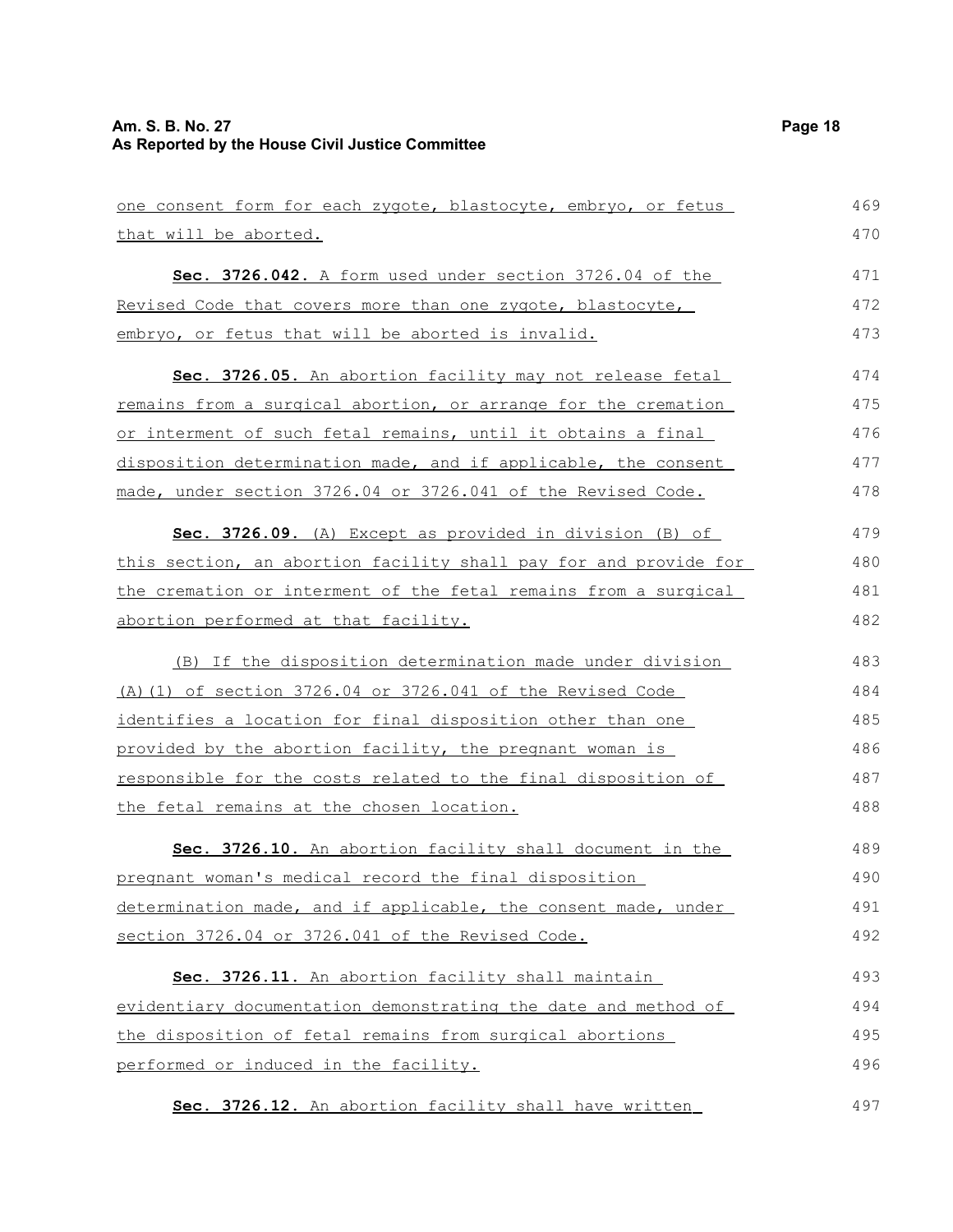one consent form for each zygote, blastocyte, embryo, or fetus that will be aborted.

**Sec. 3726.042.** A form used under section 3726.04 of the Revised Code that covers more than one zygote, blastocyte, embryo, or fetus that will be aborted is invalid.

**Sec. 3726.05.** An abortion facility may not release fetal remains from a surgical abortion, or arrange for the cremation or interment of such fetal remains, until it obtains a final disposition determination made, and if applicable, the consent made, under section 3726.04 or 3726.041 of the Revised Code.

**Sec. 3726.09.** (A) Except as provided in division (B) of this section, an abortion facility shall pay for and provide for the cremation or interment of the fetal remains from a surgical abortion performed at that facility.

(B) If the disposition determination made under division (A)(1) of section 3726.04 or 3726.041 of the Revised Code identifies a location for final disposition other than one provided by the abortion facility, the pregnant woman is responsible for the costs related to the final disposition of the fetal remains at the chosen location.

**Sec. 3726.10.** An abortion facility shall document in the pregnant woman's medical record the final disposition determination made, and if applicable, the consent made, under section 3726.04 or 3726.041 of the Revised Code.

**Sec. 3726.11.** An abortion facility shall maintain evidentiary documentation demonstrating the date and method of the disposition of fetal remains from surgical abortions performed or induced in the facility.

**Sec. 3726.12.** An abortion facility shall have written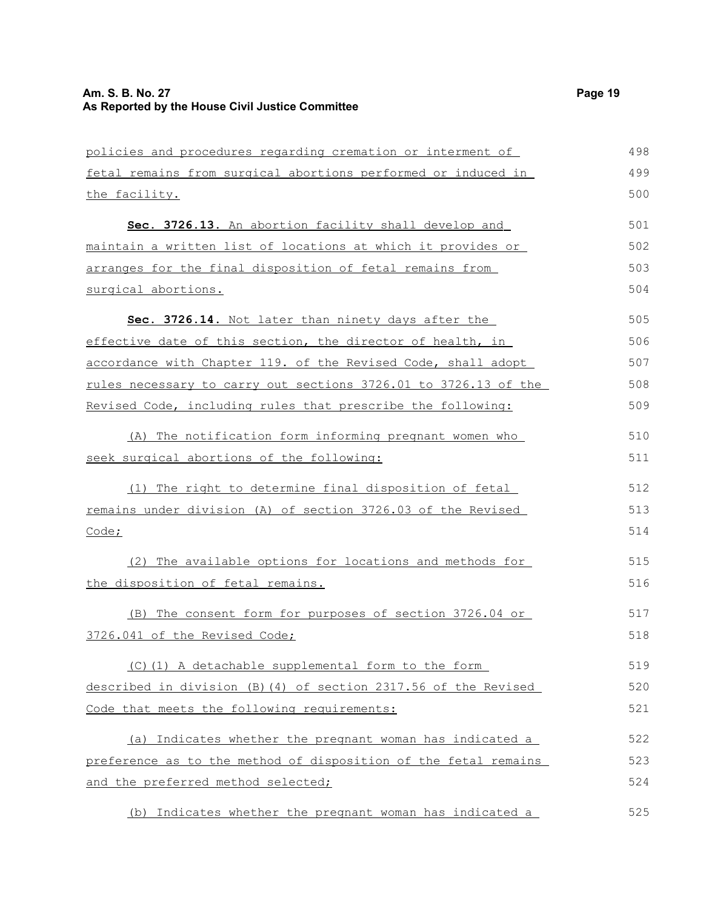policies and procedures regarding cremation or interment of fetal remains from surgical abortions performed or induced in the facility.

**Sec. 3726.13.** An abortion facility shall develop and maintain a written list of locations at which it provides or arranges for the final disposition of fetal remains from surgical abortions.

**Sec. 3726.14.** Not later than ninety days after the effective date of this section, the director of health, in accordance with Chapter 119. of the Revised Code, shall adopt rules necessary to carry out sections 3726.01 to 3726.13 of the Revised Code, including rules that prescribe the following:

(A) The notification form informing pregnant women who seek surgical abortions of the following:

(1) The right to determine final disposition of fetal remains under division (A) of section 3726.03 of the Revised Code;

(2) The available options for locations and methods for the disposition of fetal remains.

(B) The consent form for purposes of section 3726.04 or 3726.041 of the Revised Code;

(C)(1) A detachable supplemental form to the form described in division (B)(4) of section 2317.56 of the Revised Code that meets the following requirements:

(a) Indicates whether the pregnant woman has indicated a preference as to the method of disposition of the fetal remains and the preferred method selected;

(b) Indicates whether the pregnant woman has indicated a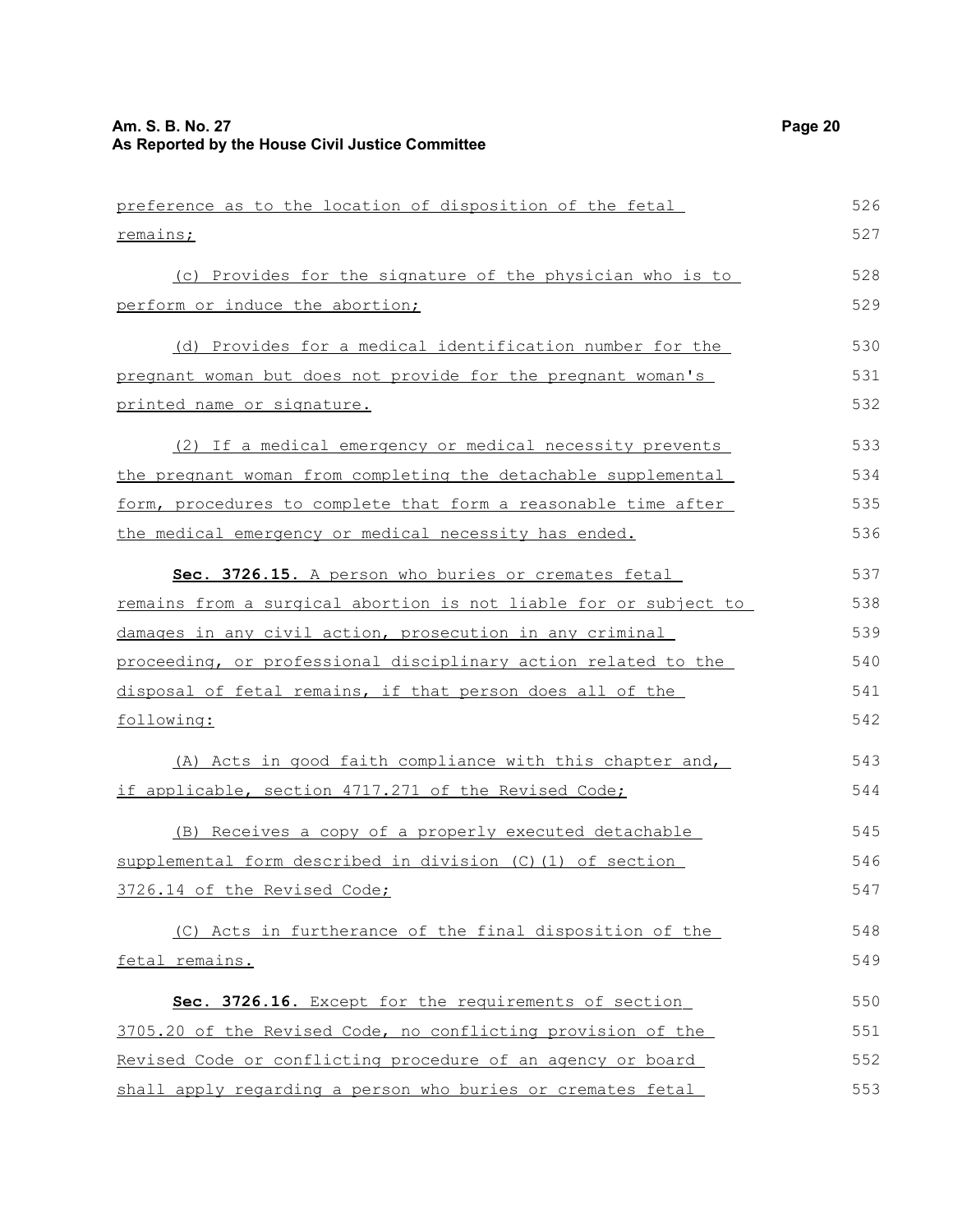preference as to the location of disposition of the fetal remains;

(c) Provides for the signature of the physician who is to perform or induce the abortion;

(d) Provides for a medical identification number for the pregnant woman but does not provide for the pregnant woman's printed name or signature.

(2) If a medical emergency or medical necessity prevents the pregnant woman from completing the detachable supplemental form, procedures to complete that form a reasonable time after the medical emergency or medical necessity has ended.

**Sec. 3726.15.** A person who buries or cremates fetal remains from a surgical abortion is not liable for or subject to damages in any civil action, prosecution in any criminal proceeding, or professional disciplinary action related to the disposal of fetal remains, if that person does all of the following:

(A) Acts in good faith compliance with this chapter and, if applicable, section 4717.271 of the Revised Code;

(B) Receives a copy of a properly executed detachable supplemental form described in division (C)(1) of section 3726.14 of the Revised Code;

(C) Acts in furtherance of the final disposition of the fetal remains.

**Sec. 3726.16.** Except for the requirements of section 3705.20 of the Revised Code, no conflicting provision of the Revised Code or conflicting procedure of an agency or board shall apply regarding a person who buries or cremates fetal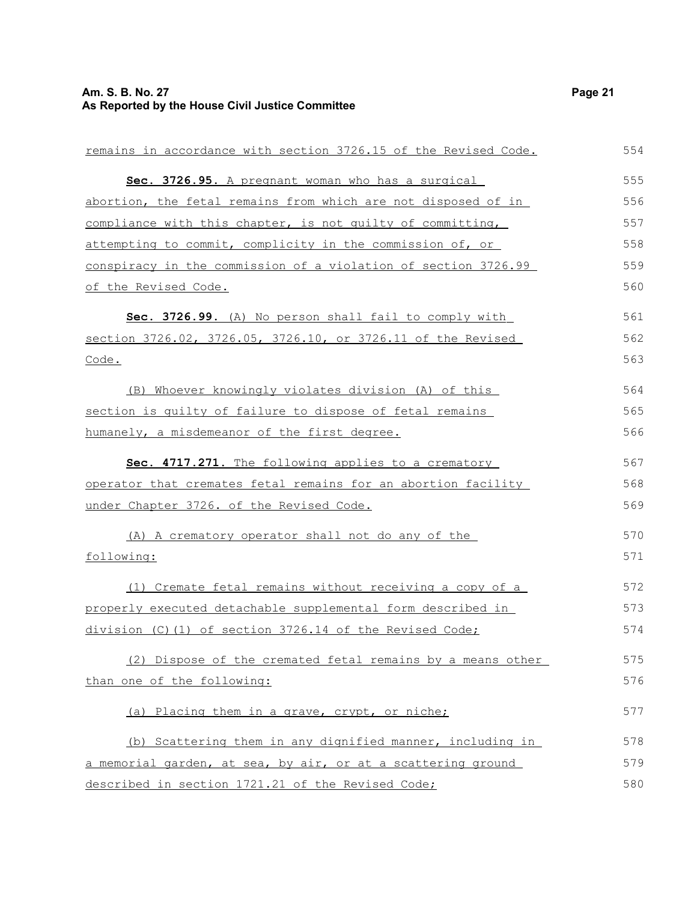remains in accordance with section 3726.15 of the Revised Code.

**Sec. 3726.95.** A pregnant woman who has a surgical abortion, the fetal remains from which are not disposed of in compliance with this chapter, is not guilty of committing, attempting to commit, complicity in the commission of, or conspiracy in the commission of a violation of section 3726.99 of the Revised Code.

**Sec. 3726.99.** (A) No person shall fail to comply with section 3726.02, 3726.05, 3726.10, or 3726.11 of the Revised Code.

(B) Whoever knowingly violates division (A) of this section is guilty of failure to dispose of fetal remains humanely, a misdemeanor of the first degree.

**Sec. 4717.271.** The following applies to a crematory operator that cremates fetal remains for an abortion facility under Chapter 3726. of the Revised Code.

(A) A crematory operator shall not do any of the following:

(1) Cremate fetal remains without receiving a copy of a properly executed detachable supplemental form described in division (C)(1) of section 3726.14 of the Revised Code;

(2) Dispose of the cremated fetal remains by a means other than one of the following:

(a) Placing them in a grave, crypt, or niche;

(b) Scattering them in any dignified manner, including in a memorial garden, at sea, by air, or at a scattering ground described in section 1721.21 of the Revised Code;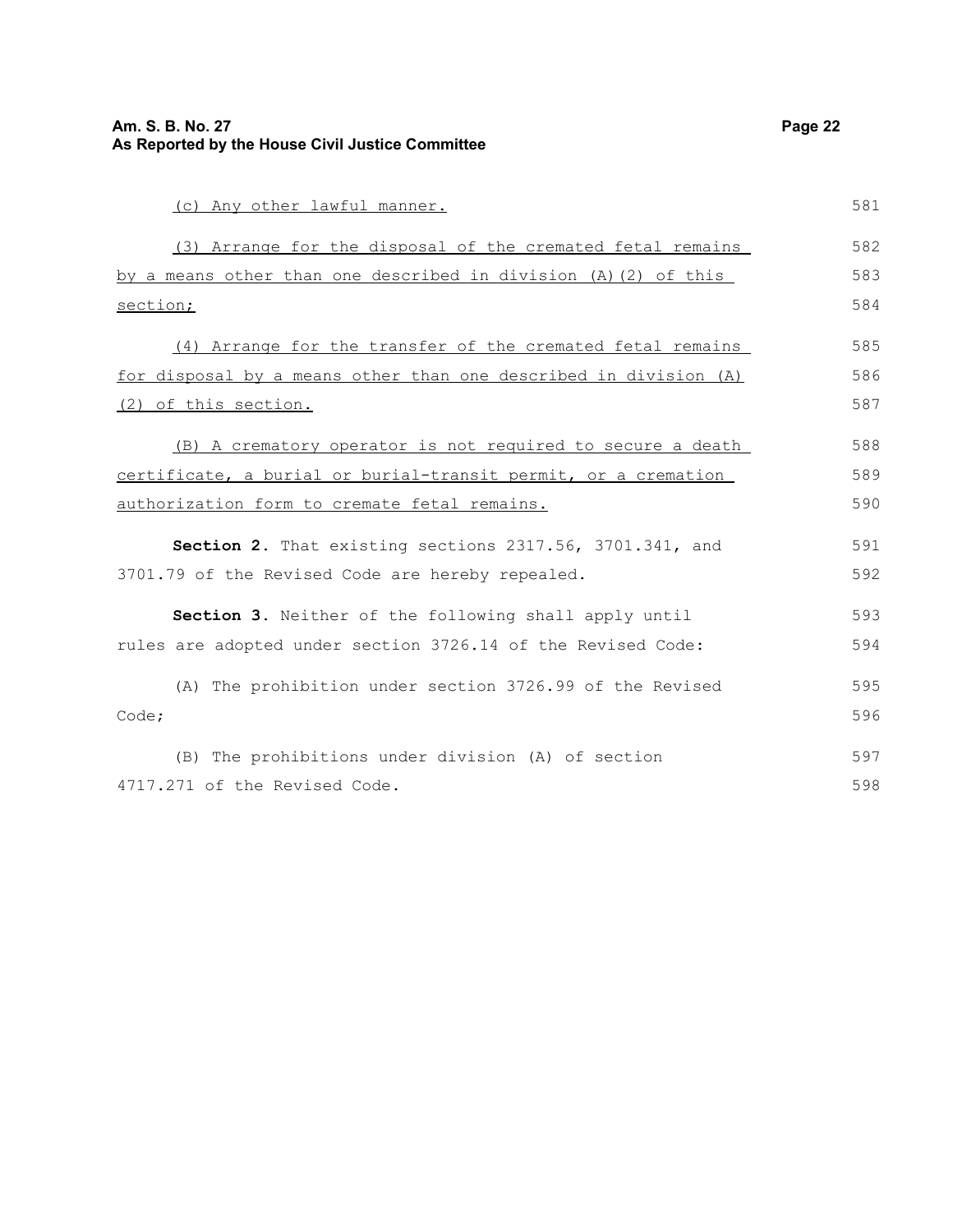(c) Any other lawful manner.

(3) Arrange for the disposal of the cremated fetal remains by a means other than one described in division (A)(2) of this section;

(4) Arrange for the transfer of the cremated fetal remains for disposal by a means other than one described in division (A)(2) of this section.

(B) A crematory operator is not required to secure a death certificate, a burial or burial-transit permit, or a cremation authorization form to cremate fetal remains.

**Section 2.** That existing sections 2317.56, 3701.341, and 3701.79 of the Revised Code are hereby repealed.

**Section 3.** Neither of the following shall apply until rules are adopted under section 3726.14 of the Revised Code:

(A) The prohibition under section 3726.99 of the Revised Code;

(B) The prohibitions under division (A) of section 4717.271 of the Revised Code.